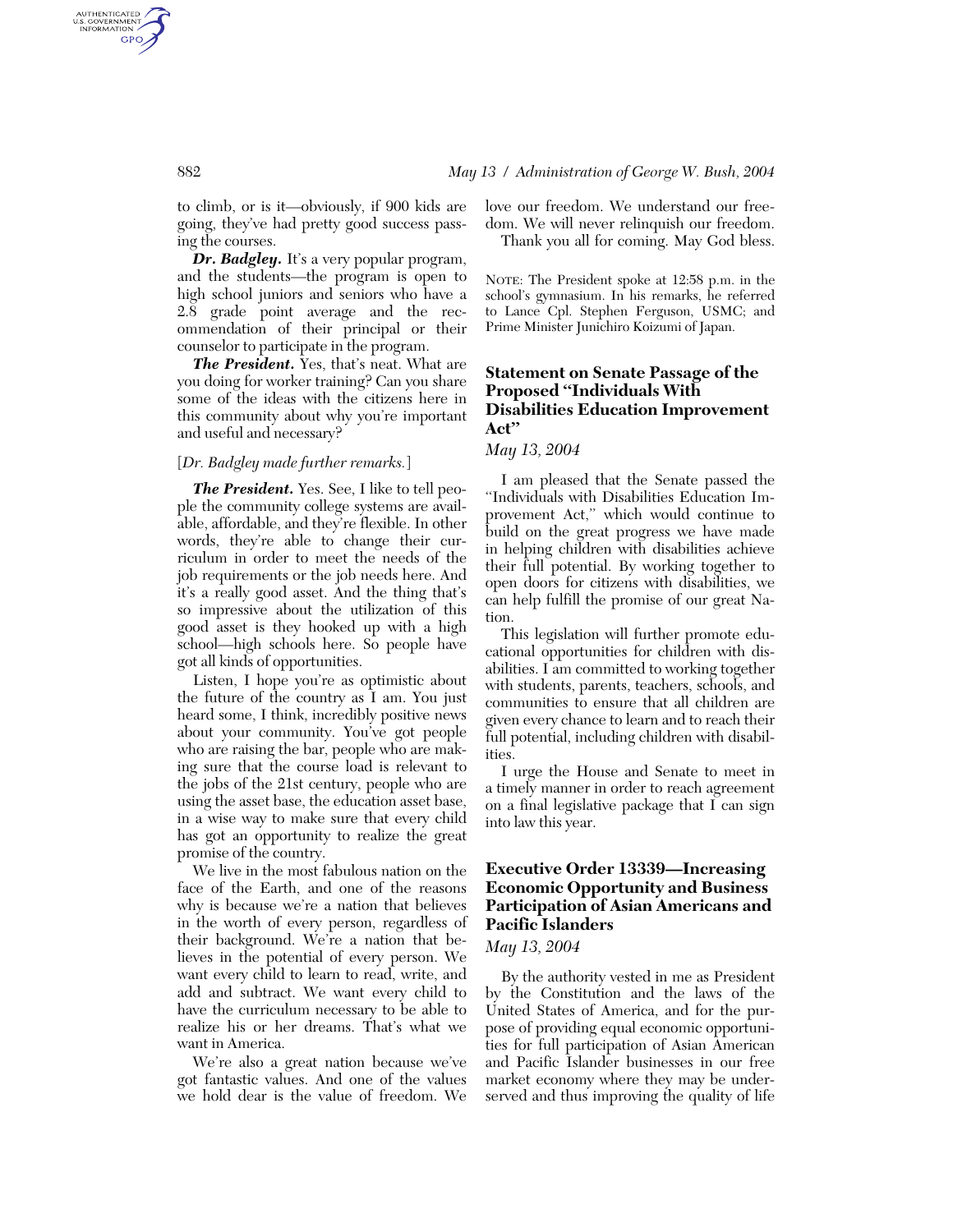to climb, or is it—obviously, if 900 kids are going, they've had pretty good success passing the courses.

***Dr. Badgley.*** It's a very popular program, and the students—the program is open to high school juniors and seniors who have a 2.8 grade point average and the recommendation of their principal or their counselor to participate in the program.

***The President.*** Yes, that's neat. What are you doing for worker training? Can you share some of the ideas with the citizens here in this community about why you're important and useful and necessary?

[*Dr. Badgley made further remarks.*]

***The President.*** Yes. See, I like to tell people the community college systems are available, affordable, and they're flexible. In other words, they're able to change their curriculum in order to meet the needs of the job requirements or the job needs here. And it's a really good asset. And the thing that's so impressive about the utilization of this good asset is they hooked up with a high school—high schools here. So people have got all kinds of opportunities.

Listen, I hope you're as optimistic about the future of the country as I am. You just heard some, I think, incredibly positive news about your community. You've got people who are raising the bar, people who are making sure that the course load is relevant to the jobs of the 21st century, people who are using the asset base, the education asset base, in a wise way to make sure that every child has got an opportunity to realize the great promise of the country.

We live in the most fabulous nation on the face of the Earth, and one of the reasons why is because we're a nation that believes in the worth of every person, regardless of their background. We're a nation that believes in the potential of every person. We want every child to learn to read, write, and add and subtract. We want every child to have the curriculum necessary to be able to realize his or her dreams. That's what we want in America.

We're also a great nation because we've got fantastic values. And one of the values we hold dear is the value of freedom. We love our freedom. We understand our freedom. We will never relinquish our freedom.

Thank you all for coming. May God bless.

NOTE: The President spoke at 12:58 p.m. in the school's gymnasium. In his remarks, he referred to Lance Cpl. Stephen Ferguson, USMC; and Prime Minister Junichiro Koizumi of Japan.

## Statement on Senate Passage of the Proposed "Individuals With Disabilities Education Improvement Act"

*May 13, 2004*

I am pleased that the Senate passed the "Individuals with Disabilities Education Improvement Act," which would continue to build on the great progress we have made in helping children with disabilities achieve their full potential. By working together to open doors for citizens with disabilities, we can help fulfill the promise of our great Nation.

This legislation will further promote educational opportunities for children with disabilities. I am committed to working together with students, parents, teachers, schools, and communities to ensure that all children are given every chance to learn and to reach their full potential, including children with disabilities.

I urge the House and Senate to meet in a timely manner in order to reach agreement on a final legislative package that I can sign into law this year.

## Executive Order 13339—Increasing Economic Opportunity and Business Participation of Asian Americans and Pacific Islanders

*May 13, 2004*

By the authority vested in me as President by the Constitution and the laws of the United States of America, and for the purpose of providing equal economic opportunities for full participation of Asian American and Pacific Islander businesses in our free market economy where they may be underserved and thus improving the quality of life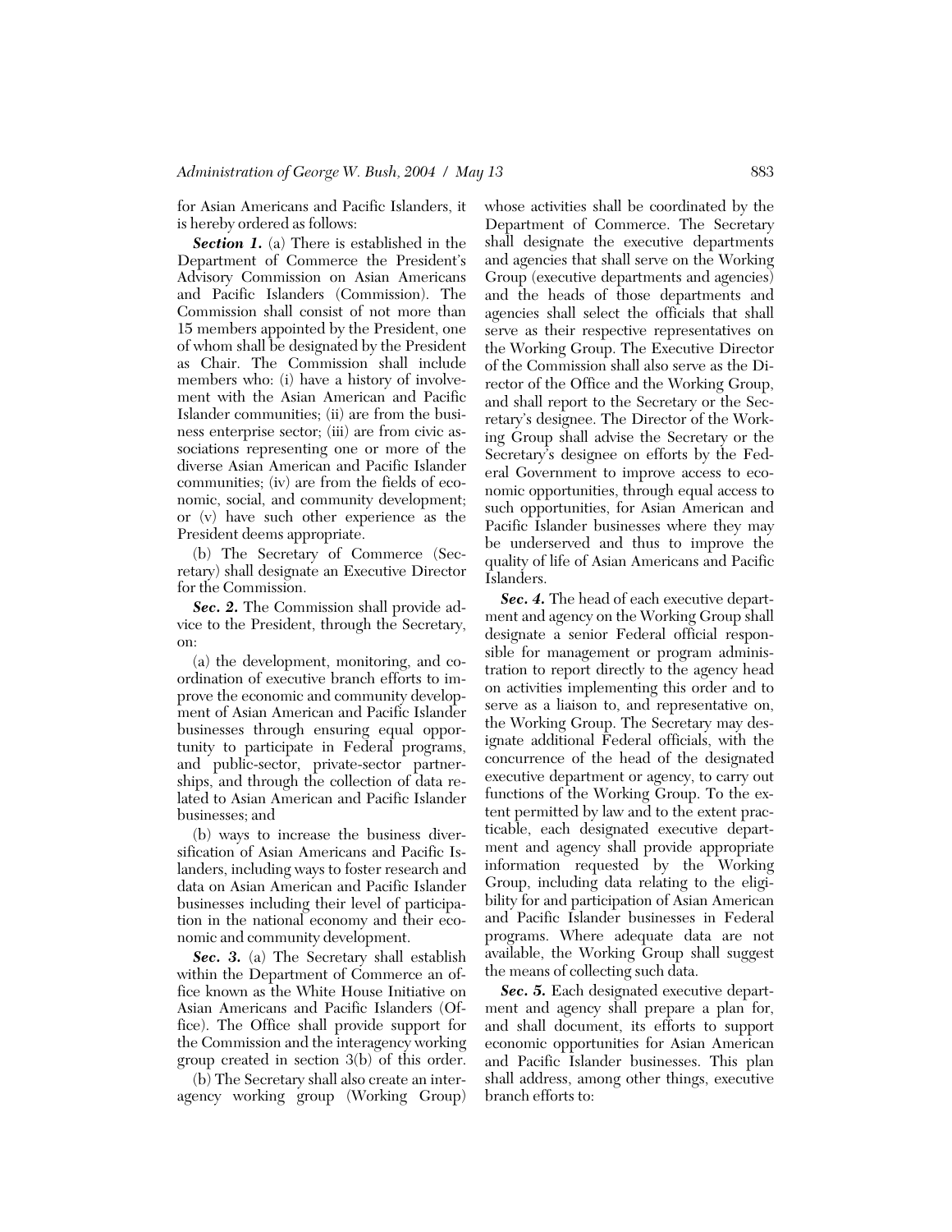for Asian Americans and Pacific Islanders, it is hereby ordered as follows:

***Section 1.*** (a) There is established in the Department of Commerce the President's Advisory Commission on Asian Americans and Pacific Islanders (Commission). The Commission shall consist of not more than 15 members appointed by the President, one of whom shall be designated by the President as Chair. The Commission shall include members who: (i) have a history of involvement with the Asian American and Pacific Islander communities; (ii) are from the business enterprise sector; (iii) are from civic associations representing one or more of the diverse Asian American and Pacific Islander communities; (iv) are from the fields of economic, social, and community development; or (v) have such other experience as the President deems appropriate.

(b) The Secretary of Commerce (Secretary) shall designate an Executive Director for the Commission.

***Sec. 2.*** The Commission shall provide advice to the President, through the Secretary, on:

(a) the development, monitoring, and coordination of executive branch efforts to improve the economic and community development of Asian American and Pacific Islander businesses through ensuring equal opportunity to participate in Federal programs, and public-sector, private-sector partnerships, and through the collection of data related to Asian American and Pacific Islander businesses; and

(b) ways to increase the business diversification of Asian Americans and Pacific Islanders, including ways to foster research and data on Asian American and Pacific Islander businesses including their level of participation in the national economy and their economic and community development.

***Sec. 3.*** (a) The Secretary shall establish within the Department of Commerce an office known as the White House Initiative on Asian Americans and Pacific Islanders (Office). The Office shall provide support for the Commission and the interagency working group created in section 3(b) of this order.

(b) The Secretary shall also create an interagency working group (Working Group) whose activities shall be coordinated by the Department of Commerce. The Secretary shall designate the executive departments and agencies that shall serve on the Working Group (executive departments and agencies) and the heads of those departments and agencies shall select the officials that shall serve as their respective representatives on the Working Group. The Executive Director of the Commission shall also serve as the Director of the Office and the Working Group, and shall report to the Secretary or the Secretary's designee. The Director of the Working Group shall advise the Secretary or the Secretary's designee on efforts by the Federal Government to improve access to economic opportunities, through equal access to such opportunities, for Asian American and Pacific Islander businesses where they may be underserved and thus to improve the quality of life of Asian Americans and Pacific Islanders.

***Sec. 4.*** The head of each executive department and agency on the Working Group shall designate a senior Federal official responsible for management or program administration to report directly to the agency head on activities implementing this order and to serve as a liaison to, and representative on, the Working Group. The Secretary may designate additional Federal officials, with the concurrence of the head of the designated executive department or agency, to carry out functions of the Working Group. To the extent permitted by law and to the extent practicable, each designated executive department and agency shall provide appropriate information requested by the Working Group, including data relating to the eligibility for and participation of Asian American and Pacific Islander businesses in Federal programs. Where adequate data are not available, the Working Group shall suggest the means of collecting such data.

***Sec. 5.*** Each designated executive department and agency shall prepare a plan for, and shall document, its efforts to support economic opportunities for Asian American and Pacific Islander businesses. This plan shall address, among other things, executive branch efforts to: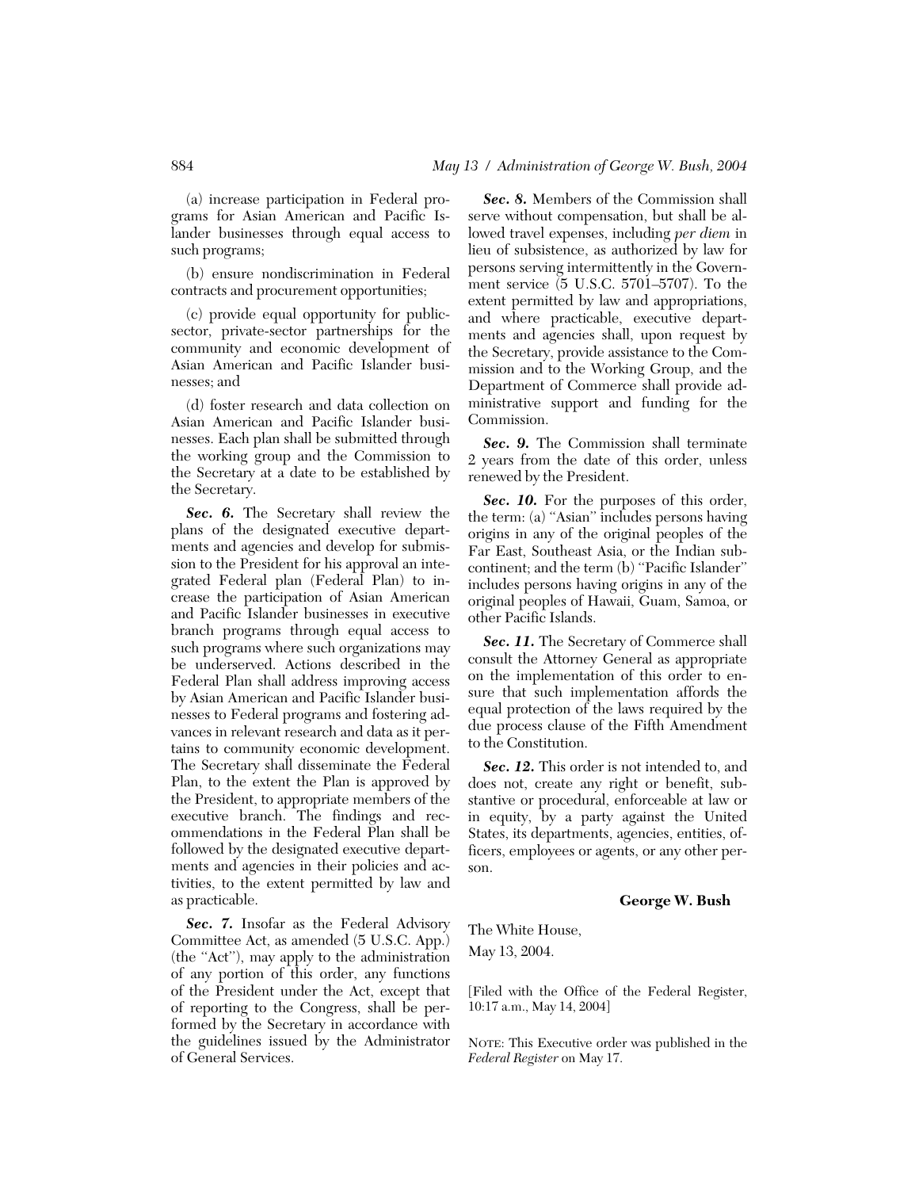(a) increase participation in Federal programs for Asian American and Pacific Islander businesses through equal access to such programs;

(b) ensure nondiscrimination in Federal contracts and procurement opportunities;

(c) provide equal opportunity for public-sector, private-sector partnerships for the community and economic development of Asian American and Pacific Islander businesses; and

(d) foster research and data collection on Asian American and Pacific Islander businesses. Each plan shall be submitted through the working group and the Commission to the Secretary at a date to be established by the Secretary.

***Sec. 6.*** The Secretary shall review the plans of the designated executive departments and agencies and develop for submission to the President for his approval an integrated Federal plan (Federal Plan) to increase the participation of Asian American and Pacific Islander businesses in executive branch programs through equal access to such programs where such organizations may be underserved. Actions described in the Federal Plan shall address improving access by Asian American and Pacific Islander businesses to Federal programs and fostering advances in relevant research and data as it pertains to community economic development. The Secretary shall disseminate the Federal Plan, to the extent the Plan is approved by the President, to appropriate members of the executive branch. The findings and recommendations in the Federal Plan shall be followed by the designated executive departments and agencies in their policies and activities, to the extent permitted by law and as practicable.

***Sec. 7.*** Insofar as the Federal Advisory Committee Act, as amended (5 U.S.C. App.) (the "Act"), may apply to the administration of any portion of this order, any functions of the President under the Act, except that of reporting to the Congress, shall be performed by the Secretary in accordance with the guidelines issued by the Administrator of General Services.

***Sec. 8.*** Members of the Commission shall serve without compensation, but shall be allowed travel expenses, including *per diem* in lieu of subsistence, as authorized by law for persons serving intermittently in the Government service (5 U.S.C. 5701–5707). To the extent permitted by law and appropriations, and where practicable, executive departments and agencies shall, upon request by the Secretary, provide assistance to the Commission and to the Working Group, and the Department of Commerce shall provide administrative support and funding for the Commission.

***Sec. 9.*** The Commission shall terminate 2 years from the date of this order, unless renewed by the President.

***Sec. 10.*** For the purposes of this order, the term: (a) "Asian" includes persons having origins in any of the original peoples of the Far East, Southeast Asia, or the Indian subcontinent; and the term (b) "Pacific Islander" includes persons having origins in any of the original peoples of Hawaii, Guam, Samoa, or other Pacific Islands.

***Sec. 11.*** The Secretary of Commerce shall consult the Attorney General as appropriate on the implementation of this order to ensure that such implementation affords the equal protection of the laws required by the due process clause of the Fifth Amendment to the Constitution.

***Sec. 12.*** This order is not intended to, and does not, create any right or benefit, substantive or procedural, enforceable at law or in equity, by a party against the United States, its departments, agencies, entities, officers, employees or agents, or any other person.

**George W. Bush**

The White House,
May 13, 2004.

[Filed with the Office of the Federal Register, 10:17 a.m., May 14, 2004]

NOTE: This Executive order was published in the *Federal Register* on May 17.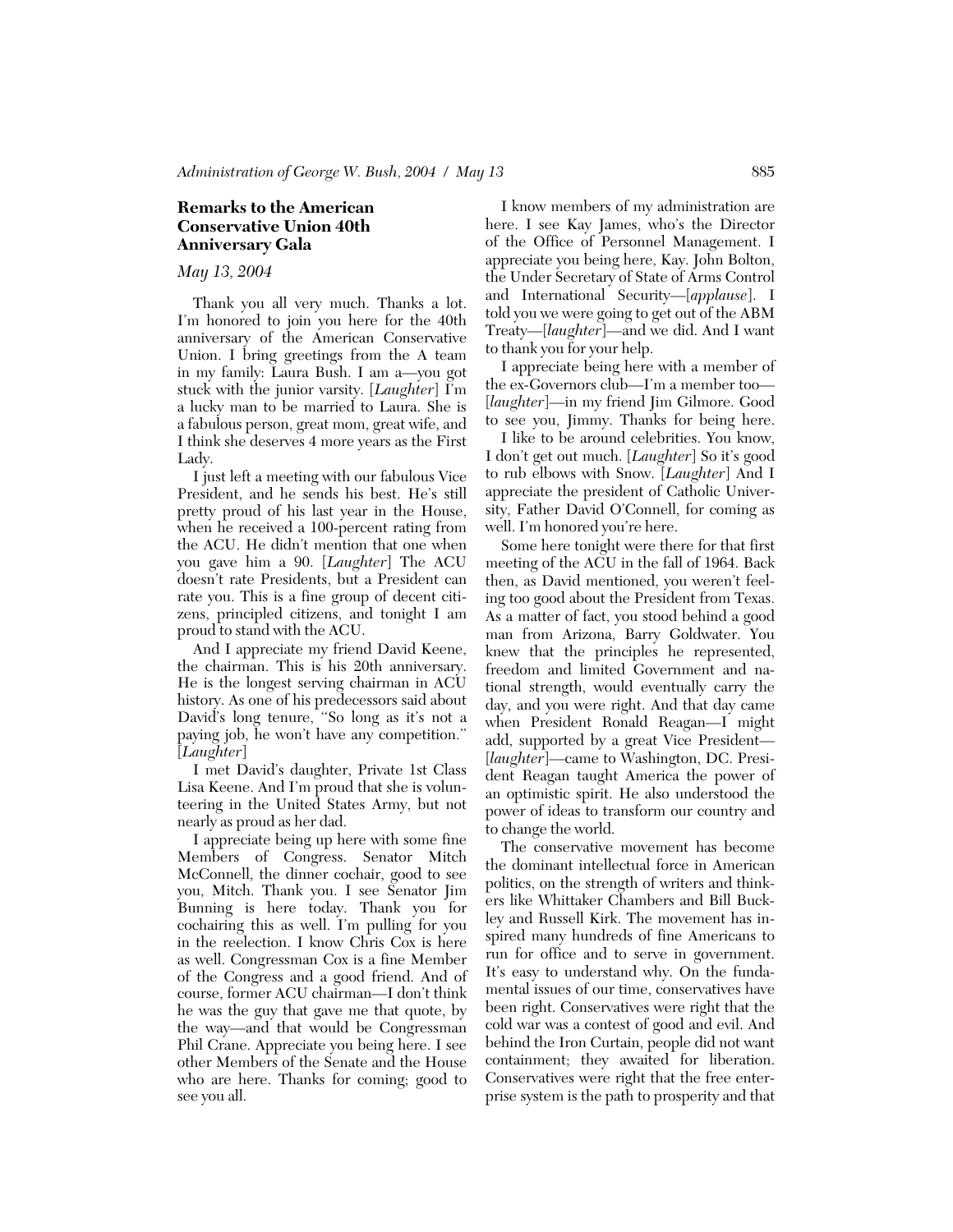## Remarks to the American Conservative Union 40th Anniversary Gala

*May 13, 2004*

Thank you all very much. Thanks a lot. I'm honored to join you here for the 40th anniversary of the American Conservative Union. I bring greetings from the A team in my family: Laura Bush. I am a—you got stuck with the junior varsity. [*Laughter*] I'm a lucky man to be married to Laura. She is a fabulous person, great mom, great wife, and I think she deserves 4 more years as the First Lady.

I just left a meeting with our fabulous Vice President, and he sends his best. He's still pretty proud of his last year in the House, when he received a 100-percent rating from the ACU. He didn't mention that one when you gave him a 90. [*Laughter*] The ACU doesn't rate Presidents, but a President can rate you. This is a fine group of decent citizens, principled citizens, and tonight I am proud to stand with the ACU.

And I appreciate my friend David Keene, the chairman. This is his 20th anniversary. He is the longest serving chairman in ACU history. As one of his predecessors said about David's long tenure, "So long as it's not a paying job, he won't have any competition." [*Laughter*]

I met David's daughter, Private 1st Class Lisa Keene. And I'm proud that she is volunteering in the United States Army, but not nearly as proud as her dad.

I appreciate being up here with some fine Members of Congress. Senator Mitch McConnell, the dinner cochair, good to see you, Mitch. Thank you. I see Senator Jim Bunning is here today. Thank you for cochairing this as well. I'm pulling for you in the reelection. I know Chris Cox is here as well. Congressman Cox is a fine Member of the Congress and a good friend. And of course, former ACU chairman—I don't think he was the guy that gave me that quote, by the way—and that would be Congressman Phil Crane. Appreciate you being here. I see other Members of the Senate and the House who are here. Thanks for coming; good to see you all.

I know members of my administration are here. I see Kay James, who's the Director of the Office of Personnel Management. I appreciate you being here, Kay. John Bolton, the Under Secretary of State of Arms Control and International Security—[*applause*]. I told you we were going to get out of the ABM Treaty—[*laughter*]—and we did. And I want to thank you for your help.

I appreciate being here with a member of the ex-Governors club—I'm a member too—[*laughter*]—in my friend Jim Gilmore. Good to see you, Jimmy. Thanks for being here.

I like to be around celebrities. You know, I don't get out much. [*Laughter*] So it's good to rub elbows with Snow. [*Laughter*] And I appreciate the president of Catholic University, Father David O'Connell, for coming as well. I'm honored you're here.

Some here tonight were there for that first meeting of the ACU in the fall of 1964. Back then, as David mentioned, you weren't feeling too good about the President from Texas. As a matter of fact, you stood behind a good man from Arizona, Barry Goldwater. You knew that the principles he represented, freedom and limited Government and national strength, would eventually carry the day, and you were right. And that day came when President Ronald Reagan—I might add, supported by a great Vice President—[*laughter*]—came to Washington, DC. President Reagan taught America the power of an optimistic spirit. He also understood the power of ideas to transform our country and to change the world.

The conservative movement has become the dominant intellectual force in American politics, on the strength of writers and thinkers like Whittaker Chambers and Bill Buckley and Russell Kirk. The movement has inspired many hundreds of fine Americans to run for office and to serve in government. It's easy to understand why. On the fundamental issues of our time, conservatives have been right. Conservatives were right that the cold war was a contest of good and evil. And behind the Iron Curtain, people did not want containment; they awaited for liberation. Conservatives were right that the free enterprise system is the path to prosperity and that